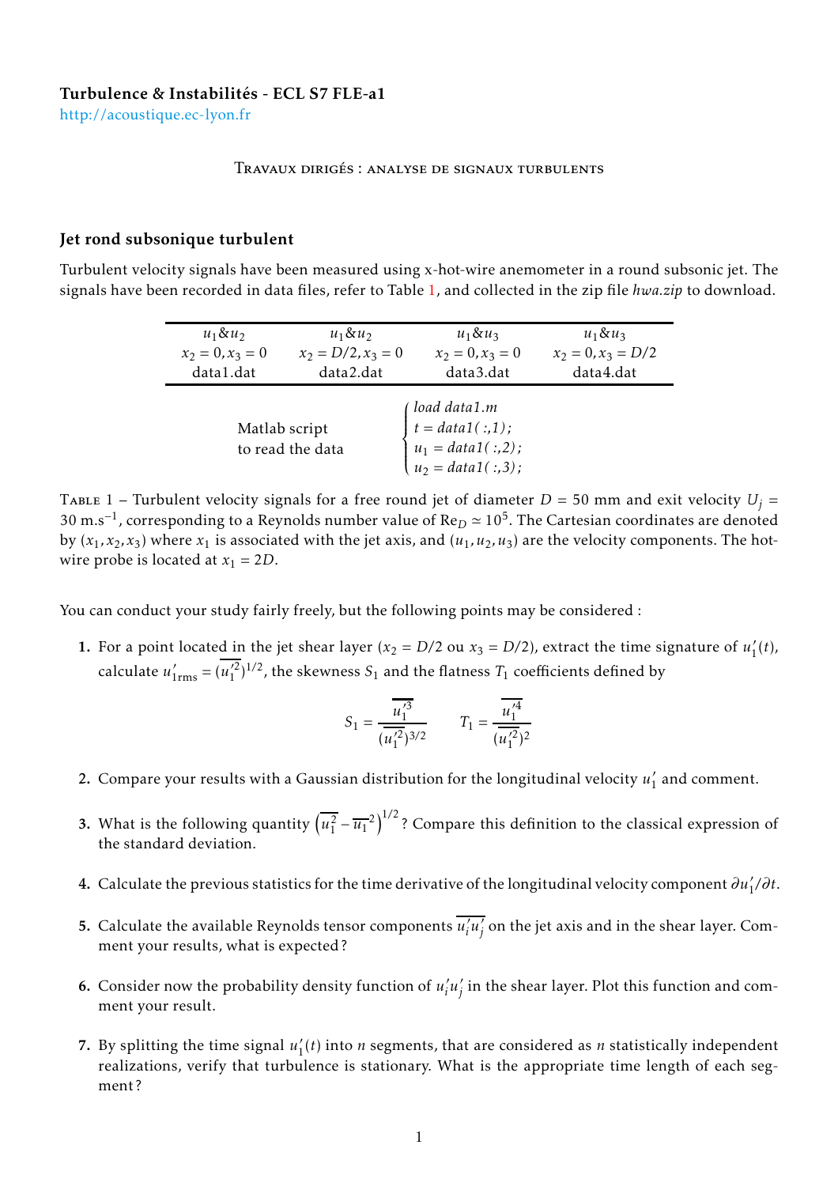**Turbulence & Instabilités - ECL S7 FLE-a1**

http://acoustique.ec-lyon.fr

Travaux dirigés : analyse de signaux turbulents

## Jet rond subsonique turbulent

Turbulent velocity signals have been measured using x-hot-wire anemometer in a round subsonic jet. The signals have been recorded in data files, refer to Table 1, and collected in the zip file *hwa.zip* to download.

| $u_1$&$u_2$ | $u_1$&$u_2$ | $u_1$&$u_3$ | $u_1$&$u_3$ |
|---|---|---|---|
| $x_2 = 0, x_3 = 0$ | $x_2 = D/2, x_3 = 0$ | $x_2 = 0, x_3 = 0$ | $x_2 = 0, x_3 = D/2$ |
| data1.dat | data2.dat | data3.dat | data4.dat |

Matlab script to read the data

```
load data1.m
t = data1( :,1);
u1 = data1( :,2);
u2 = data1( :,3);
```

Table 1 – Turbulent velocity signals for a free round jet of diameter $D = 50$ mm and exit velocity $U_j = 30$ m.s$^{-1}$, corresponding to a Reynolds number value of $\mathrm{Re}_D \simeq 10^5$. The Cartesian coordinates are denoted by $(x_1, x_2, x_3)$ where $x_1$ is associated with the jet axis, and $(u_1, u_2, u_3)$ are the velocity components. The hot-wire probe is located at $x_1 = 2D$.

You can conduct your study fairly freely, but the following points may be considered :

1. For a point located in the jet shear layer ($x_2 = D/2$ ou $x_3 = D/2$), extract the time signature of $u_1'(t)$, calculate $u_{1\mathrm{rms}}' = (\overline{u_1'^2})^{1/2}$, the skewness $S_1$ and the flatness $T_1$ coefficients defined by

$$S_1 = \frac{\overline{u_1'^3}}{(\overline{u_1'^2})^{3/2}} \qquad T_1 = \frac{\overline{u_1'^4}}{(\overline{u_1'^2})^2}$$

2. Compare your results with a Gaussian distribution for the longitudinal velocity $u_1'$ and comment.

3. What is the following quantity $\left(\overline{u_1^2} - \overline{u_1}^2\right)^{1/2}$ ? Compare this definition to the classical expression of the standard deviation.

4. Calculate the previous statistics for the time derivative of the longitudinal velocity component $\partial u_1'/\partial t$.

5. Calculate the available Reynolds tensor components $\overline{u_i'u_j'}$ on the jet axis and in the shear layer. Comment your results, what is expected ?

6. Consider now the probability density function of $u_i'u_j'$ in the shear layer. Plot this function and comment your result.

7. By splitting the time signal $u_1'(t)$ into $n$ segments, that are considered as $n$ statistically independent realizations, verify that turbulence is stationary. What is the appropriate time length of each segment ?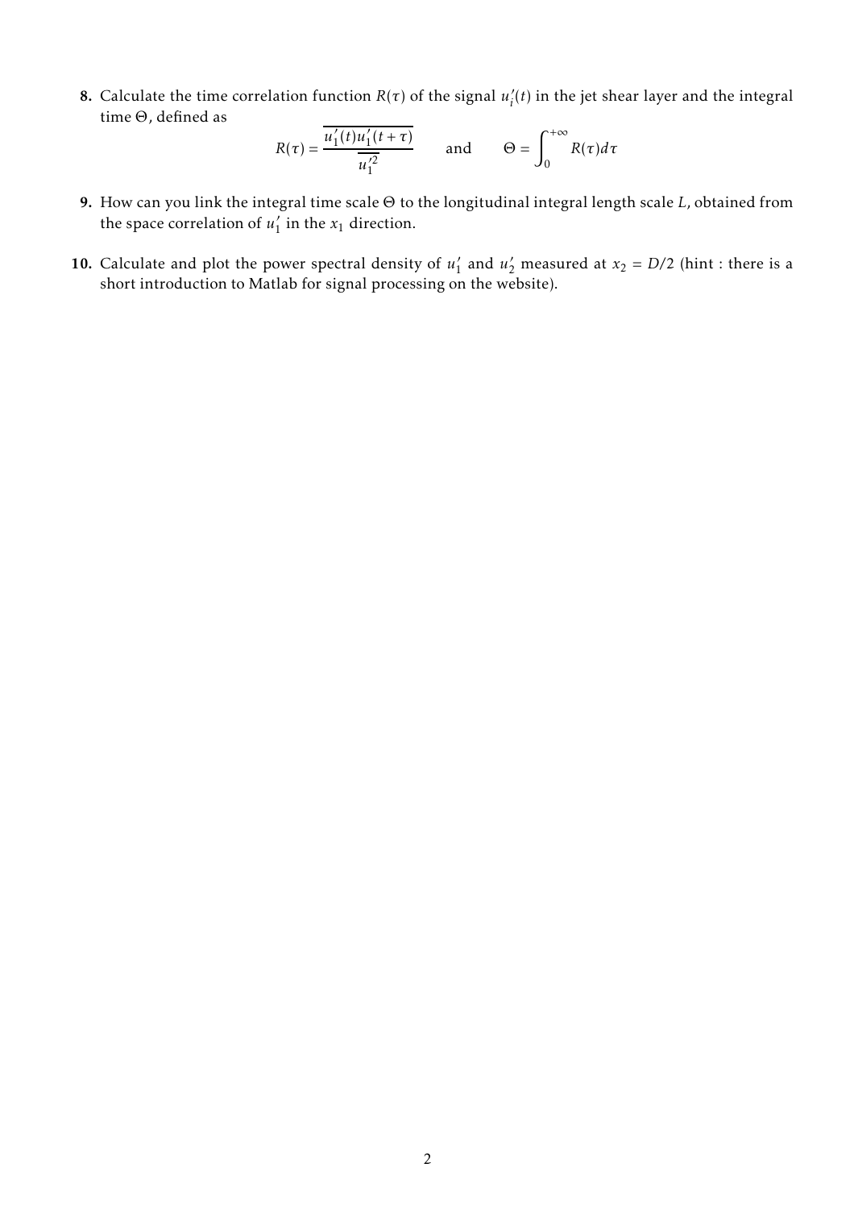8. Calculate the time correlation function $R(\tau)$ of the signal $u_i'(t)$ in the jet shear layer and the integral time $\Theta$, defined as

$$R(\tau) = \frac{\overline{u_1'(t)u_1'(t+\tau)}}{\overline{u_1'^2}} \qquad \text{and} \qquad \Theta = \int_0^{+\infty} R(\tau)d\tau$$

9. How can you link the integral time scale $\Theta$ to the longitudinal integral length scale $L$, obtained from the space correlation of $u_1'$ in the $x_1$ direction.

10. Calculate and plot the power spectral density of $u_1'$ and $u_2'$ measured at $x_2 = D/2$ (hint : there is a short introduction to Matlab for signal processing on the website).